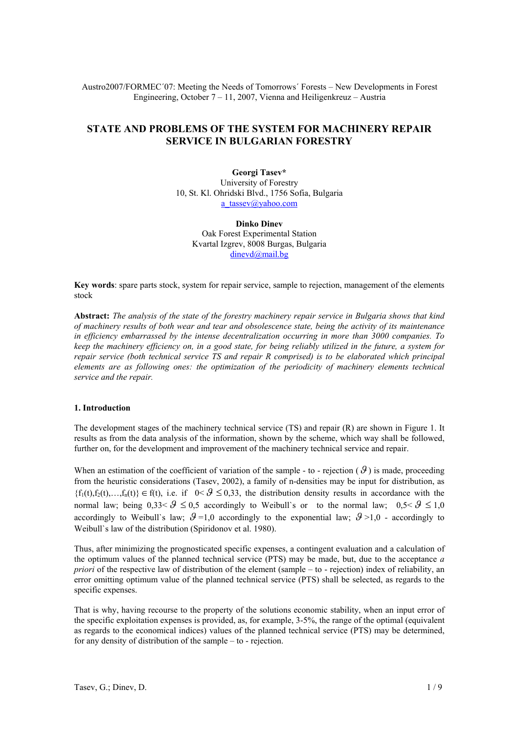Austro2007/FORMEC´07: Meeting the Needs of Tomorrows´ Forests – New Developments in Forest Engineering, October 7 – 11, 2007, Vienna and Heiligenkreuz – Austria

# STATE AND PROBLEMS OF THE SYSTEM FOR MACHINERY REPAIR SERVICE IN BULGARIAN FORESTRY

**Georgi Tasev***
University of Forestry
10, St. Kl. Ohridski Blvd., 1756 Sofia, Bulgaria
a_tassev@yahoo.com

**Dinko Dinev**
Oak Forest Experimental Station
Kvartal Izgrev, 8008 Burgas, Bulgaria
dinevd@mail.bg

**Key words**: spare parts stock, system for repair service, sample to rejection, management of the elements stock

**Abstract:** *The analysis of the state of the forestry machinery repair service in Bulgaria shows that kind of machinery results of both wear and tear and obsolescence state, being the activity of its maintenance in efficiency embarrassed by the intense decentralization occurring in more than 3000 companies. To keep the machinery efficiency on, in a good state, for being reliably utilized in the future, a system for repair service (both technical service TS and repair R comprised) is to be elaborated which principal elements are as following ones: the optimization of the periodicity of machinery elements technical service and the repair.*

## 1. Introduction

The development stages of the machinery technical service (TS) and repair (R) are shown in Figure 1. It results as from the data analysis of the information, shown by the scheme, which way shall be followed, further on, for the development and improvement of the machinery technical service and repair.

When an estimation of the coefficient of variation of the sample - to - rejection ( $\vartheta$ ) is made, proceeding from the heuristic considerations (Tasev, 2002), a family of n-densities may be input for distribution, as $\{f_1(t), f_2(t), \ldots, f_n(t)\} \in f(t)$, i.e. if $0 < \vartheta \leq 0{,}33$, the distribution density results in accordance with the normal law; being $0{,}33 < \vartheta \leq 0{,}5$ accordingly to Weibull`s or to the normal law; $0{,}5 < \vartheta \leq 1{,}0$ accordingly to Weibull`s law; $\vartheta = 1{,}0$ accordingly to the exponential law; $\vartheta > 1{,}0$ - accordingly to Weibull`s law of the distribution (Spiridonov et al. 1980).

Thus, after minimizing the prognosticated specific expenses, a contingent evaluation and a calculation of the optimum values of the planned technical service (PTS) may be made, but, due to the acceptance *a priori* of the respective law of distribution of the element (sample – to - rejection) index of reliability, an error omitting optimum value of the planned technical service (PTS) shall be selected, as regards to the specific expenses.

That is why, having recourse to the property of the solutions economic stability, when an input error of the specific exploitation expenses is provided, as, for example, 3-5%, the range of the optimal (equivalent as regards to the economical indices) values of the planned technical service (PTS) may be determined, for any density of distribution of the sample – to - rejection.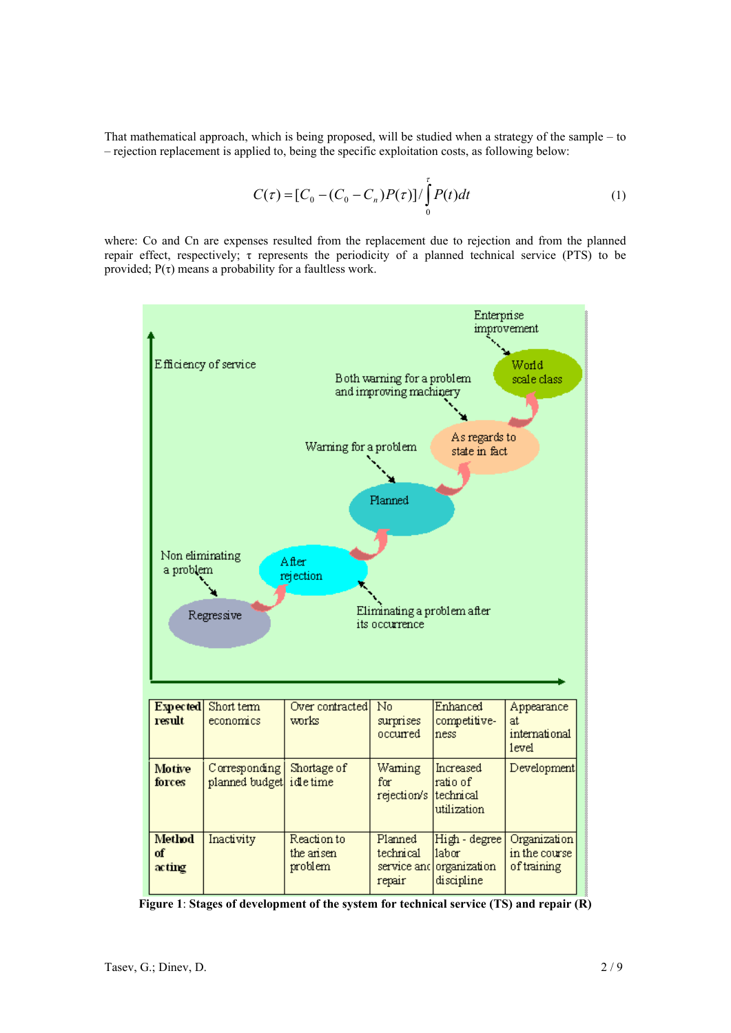That mathematical approach, which is being proposed, will be studied when a strategy of the sample – to – rejection replacement is applied to, being the specific exploitation costs, as following below:

$$C(\tau) = [C_0 - (C_0 - C_n)P(\tau)] / \int_0^{\tau} P(t)dt \tag{1}$$

where: Co and Cn are expenses resulted from the replacement due to rejection and from the planned repair effect, respectively; τ represents the periodicity of a planned technical service (PTS) to be provided; P(τ) means a probability for a faultless work.

| **Expected result** | Short term economics | Over contracted works | No surprises occurred | Enhanced competitive-ness | Appearance at international level |
|---|---|---|---|---|---|
| **Motive forces** | Corresponding planned budget | Shortage of idle time | Warning for rejection/s | Increased ratio of technical utilization | Development |
| **Method of acting** | Inactivity | Reaction to the arisen problem | Planned technical service and repair | High - degree labor organization discipline | Organization in the course of training |

**Figure 1**: Stages of development of the system for technical service (TS) and repair (R)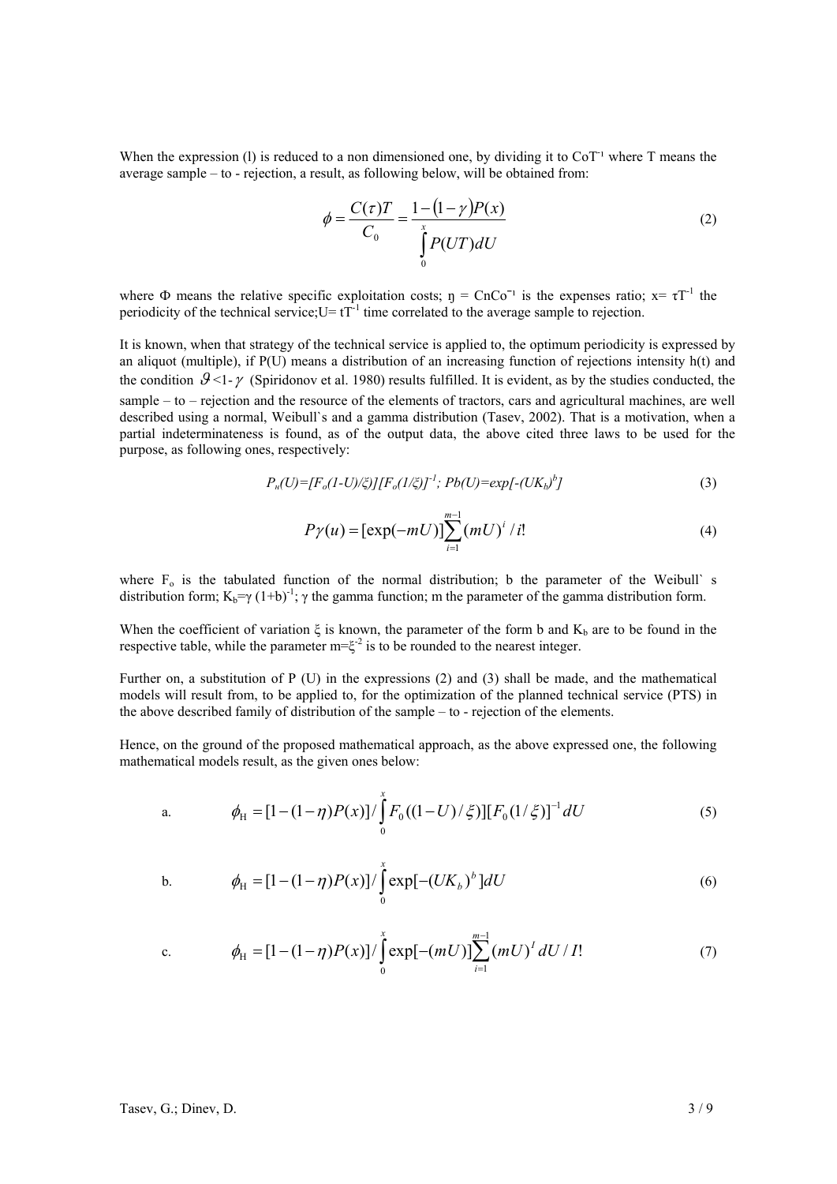When the expression (l) is reduced to a non dimensioned one, by dividing it to $CoT^{-1}$ where T means the average sample – to - rejection, a result, as following below, will be obtained from:

$$\phi = \frac{C(\tau)T}{C_0} = \frac{1-(1-\gamma)P(x)}{\int_0^x P(UT)dU} \tag{2}$$

where Φ means the relative specific exploitation costs; $\eta = CnCo^{-1}$ is the expenses ratio; $x = \tau T^{-1}$ the periodicity of the technical service; $U = tT^{-1}$ time correlated to the average sample to rejection.

It is known, when that strategy of the technical service is applied to, the optimum periodicity is expressed by an aliquot (multiple), if P(U) means a distribution of an increasing function of rejections intensity h(t) and the condition $\vartheta < 1-\gamma$ (Spiridonov et al. 1980) results fulfilled. It is evident, as by the studies conducted, the sample – to – rejection and the resource of the elements of tractors, cars and agricultural machines, are well described using a normal, Weibull`s and a gamma distribution (Tasev, 2002). That is a motivation, when a partial indeterminateness is found, as of the output data, the above cited three laws to be used for the purpose, as following ones, respectively:

$$P_n(U) = [F_o(1-U)/\xi)][F_o(1/\xi)]^{-1}; \; Pb(U) = \exp[-(UK_b)^b] \tag{3}$$

$$P\gamma(u) = [\exp(-mU)]\sum_{i=1}^{m-1}(mU)^i / i! \tag{4}$$

where $F_o$ is the tabulated function of the normal distribution; b the parameter of the Weibull` s distribution form; $K_b = \gamma\,(1+b)^{-1}$; γ the gamma function; m the parameter of the gamma distribution form.

When the coefficient of variation ξ is known, the parameter of the form b and $K_b$ are to be found in the respective table, while the parameter $m = \xi^{-2}$ is to be rounded to the nearest integer.

Further on, a substitution of P (U) in the expressions (2) and (3) shall be made, and the mathematical models will result from, to be applied to, for the optimization of the planned technical service (PTS) in the above described family of distribution of the sample – to - rejection of the elements.

Hence, on the ground of the proposed mathematical approach, as the above expressed one, the following mathematical models result, as the given ones below:

a. $$\phi_{\text{H}} = [1-(1-\eta)P(x)] / \int_0^x F_0((1-U)/\xi)][F_0(1/\xi)]^{-1} dU \tag{5}$$

b. $$\phi_{\text{H}} = [1-(1-\eta)P(x)] / \int_0^x \exp[-(UK_b)^b] dU \tag{6}$$

c. $$\phi_{\text{H}} = [1-(1-\eta)P(x)] / \int_0^x \exp[-(mU)]\sum_{i=1}^{m-1}(mU)^I dU / I! \tag{7}$$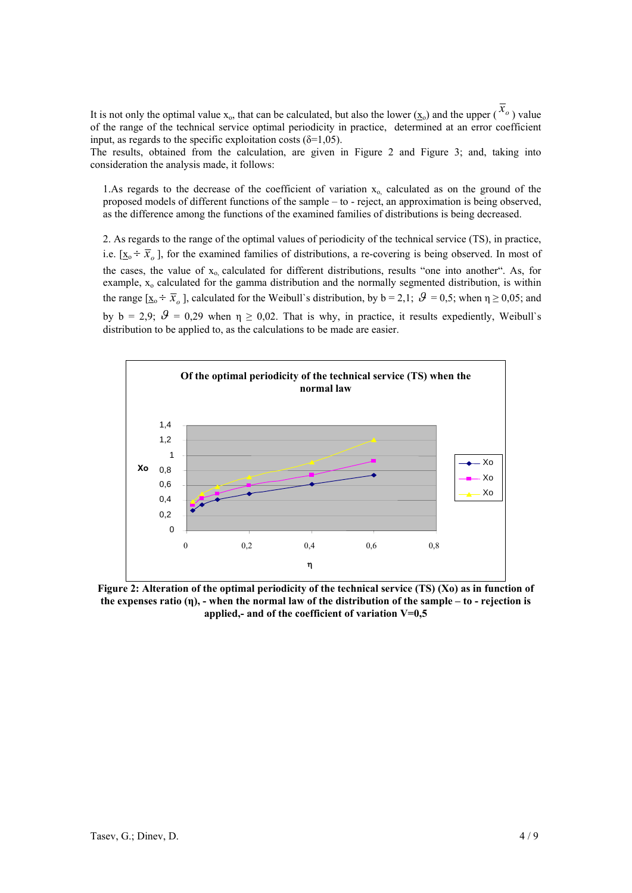It is not only the optimal value $x_o$, that can be calculated, but also the lower ($\underline{x}_o$) and the upper ($\overline{x}_o$) value of the range of the technical service optimal periodicity in practice, determined at an error coefficient input, as regards to the specific exploitation costs (δ=1,05).

The results, obtained from the calculation, are given in Figure 2 and Figure 3; and, taking into consideration the analysis made, it follows:

1.As regards to the decrease of the coefficient of variation $x_o$, calculated as on the ground of the proposed models of different functions of the sample – to - reject, an approximation is being observed, as the difference among the functions of the examined families of distributions is being decreased.

2. As regards to the range of the optimal values of periodicity of the technical service (TS), in practice, i.e. [$\underline{x}_o \div \overline{x}_o$], for the examined families of distributions, a re-covering is being observed. In most of the cases, the value of $x_o$, calculated for different distributions, results "one into another". As, for example, $x_o$ calculated for the gamma distribution and the normally segmented distribution, is within the range [$\underline{x}_o \div \overline{x}_o$], calculated for the Weibull`s distribution, by b = 2,1; $\vartheta$ = 0,5; when $\eta \geq 0{,}05$; and by b = 2,9; $\vartheta$ = 0,29 when $\eta \geq 0{,}02$. That is why, in practice, it results expediently, Weibull`s distribution to be applied to, as the calculations to be made are easier.

**Figure 2: Alteration of the optimal periodicity of the technical service (TS) (Xo) as in function of the expenses ratio (η), - when the normal law of the distribution of the sample – to - rejection is applied,- and of the coefficient of variation V=0,5**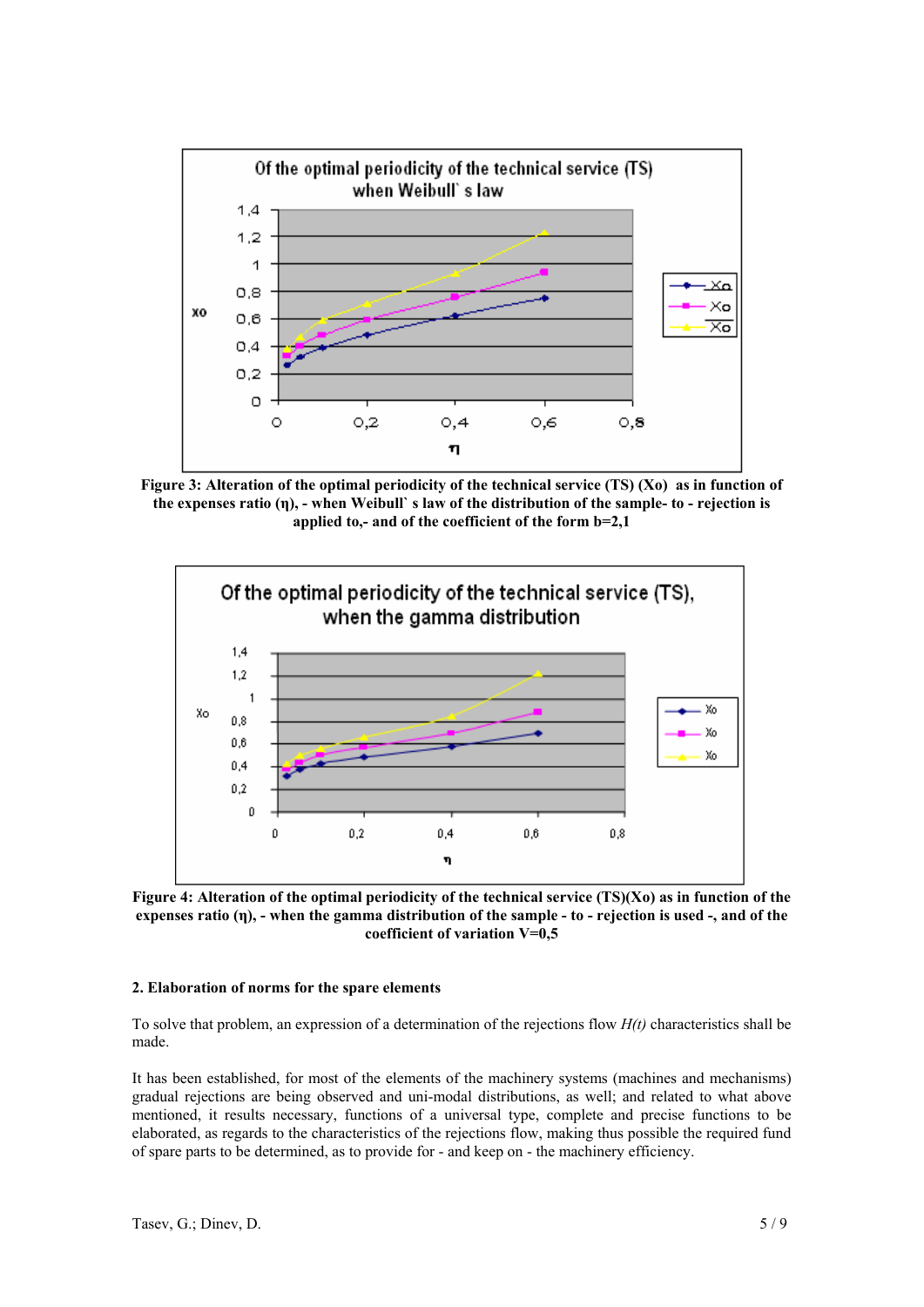**Figure 3: Alteration of the optimal periodicity of the technical service (TS) (Xo) as in function of the expenses ratio (η), - when Weibull` s law of the distribution of the sample- to - rejection is applied to,- and of the coefficient of the form b=2,1**

**Figure 4: Alteration of the optimal periodicity of the technical service (TS)(Xo) as in function of the expenses ratio (η), - when the gamma distribution of the sample - to - rejection is used -, and of the coefficient of variation V=0,5**

**2. Elaboration of norms for the spare elements**

To solve that problem, an expression of a determination of the rejections flow *H(t)* characteristics shall be made.

It has been established, for most of the elements of the machinery systems (machines and mechanisms) gradual rejections are being observed and uni-modal distributions, as well; and related to what above mentioned, it results necessary, functions of a universal type, complete and precise functions to be elaborated, as regards to the characteristics of the rejections flow, making thus possible the required fund of spare parts to be determined, as to provide for - and keep on - the machinery efficiency.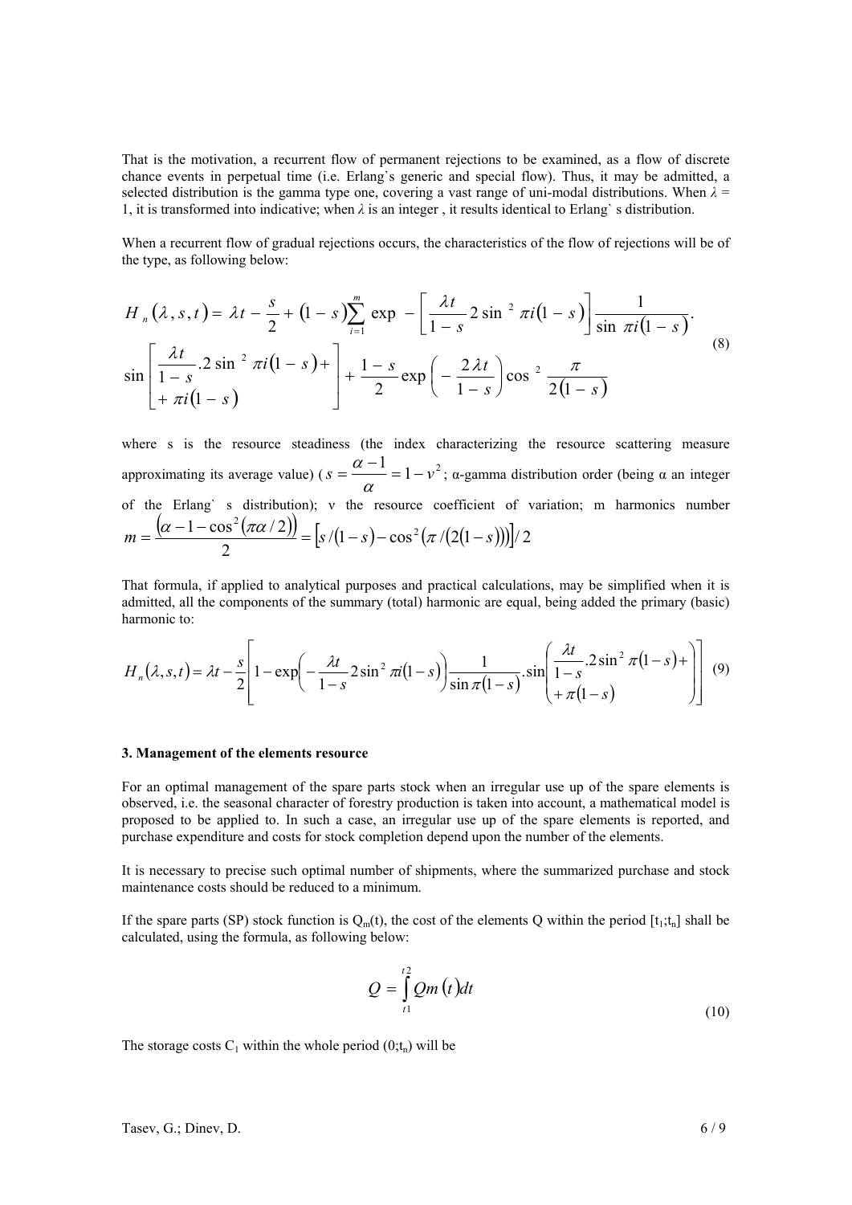That is the motivation, a recurrent flow of permanent rejections to be examined, as a flow of discrete chance events in perpetual time (i.e. Erlang`s generic and special flow). Thus, it may be admitted, a selected distribution is the gamma type one, covering a vast range of uni-modal distributions. When $\lambda = 1$, it is transformed into indicative; when $\lambda$ is an integer , it results identical to Erlang` s distribution.

When a recurrent flow of gradual rejections occurs, the characteristics of the flow of rejections will be of the type, as following below:

$$H_n(\lambda, s, t) = \lambda t - \frac{s}{2} + (1-s)\sum_{i=1}^{m} \exp -\left[\frac{\lambda t}{1-s} 2\sin^2 \pi i(1-s)\right] \frac{1}{\sin \pi i(1-s)} \cdot \sin\left[\begin{array}{l}\frac{\lambda t}{1-s}.2\sin^2 \pi i(1-s) + \\ + \pi i(1-s)\end{array}\right] + \frac{1-s}{2}\exp\left(-\frac{2\lambda t}{1-s}\right)\cos^2 \frac{\pi}{2(1-s)} \tag{8}$$

where s is the resource steadiness (the index characterizing the resource scattering measure approximating its average value) ($s = \frac{\alpha - 1}{\alpha} = 1 - v^2$; α-gamma distribution order (being α an integer of the Erlang` s distribution); ν the resource coefficient of variation; m harmonics number $m = \frac{\left(\alpha - 1 - \cos^2(\pi\alpha/2)\right)}{2} = \left[s/(1-s) - \cos^2\left(\pi/(2(1-s))\right)\right]/2$

That formula, if applied to analytical purposes and practical calculations, may be simplified when it is admitted, all the components of the summary (total) harmonic are equal, being added the primary (basic) harmonic to:

$$H_n(\lambda, s, t) = \lambda t - \frac{s}{2}\left[1 - \exp\left(-\frac{\lambda t}{1-s} 2\sin^2 \pi i(1-s)\right)\frac{1}{\sin \pi(1-s)}.\sin\left(\begin{array}{l}\frac{\lambda t}{1-s}.2\sin^2 \pi(1-s) + \\ + \pi(1-s)\end{array}\right)\right] \tag{9}$$

### 3. Management of the elements resource

For an optimal management of the spare parts stock when an irregular use up of the spare elements is observed, i.e. the seasonal character of forestry production is taken into account, a mathematical model is proposed to be applied to. In such a case, an irregular use up of the spare elements is reported, and purchase expenditure and costs for stock completion depend upon the number of the elements.

It is necessary to precise such optimal number of shipments, where the summarized purchase and stock maintenance costs should be reduced to a minimum.

If the spare parts (SP) stock function is $Q_m(t)$, the cost of the elements Q within the period $[t_1;t_n]$ shall be calculated, using the formula, as following below:

$$Q = \int_{t1}^{t2} Qm(t)dt \tag{10}$$

The storage costs $C_1$ within the whole period $(0;t_n)$ will be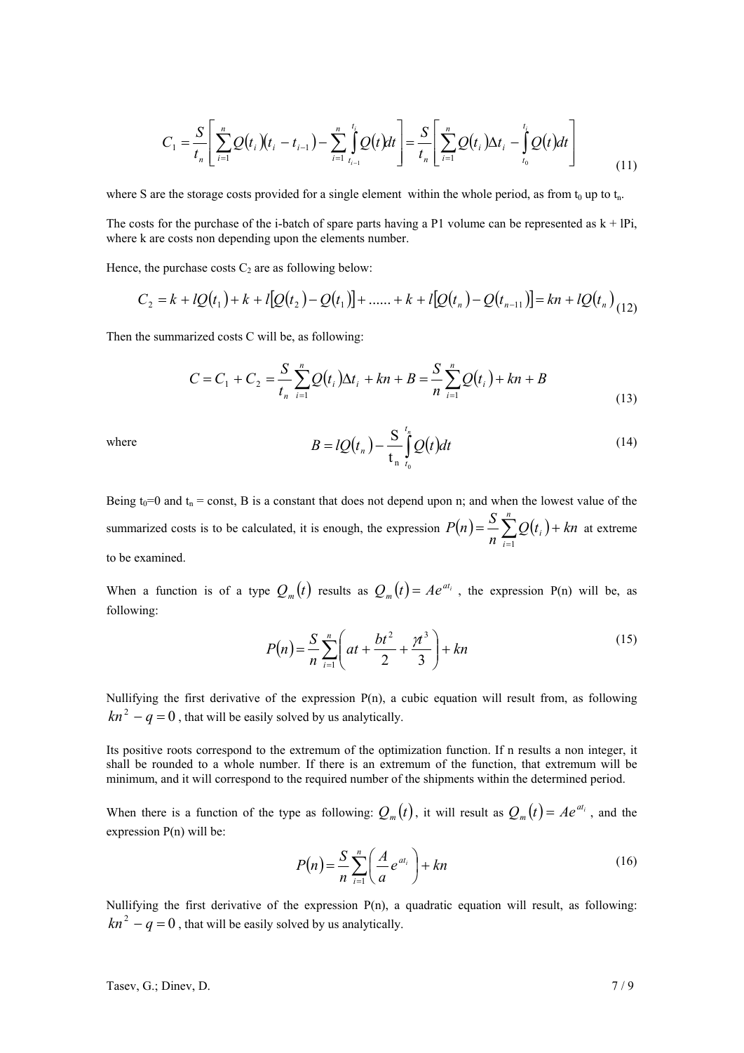$$C_1 = \frac{S}{t_n}\left[\sum_{i=1}^{n} Q(t_i)(t_i - t_{i-1}) - \sum_{i=1}^{n}\int_{t_{i-1}}^{t_i} Q(t)dt\right] = \frac{S}{t_n}\left[\sum_{i=1}^{n} Q(t_i)\Delta t_i - \int_{t_0}^{t_i} Q(t)dt\right] \tag{11}$$

where S are the storage costs provided for a single element within the whole period, as from $t_0$ up to $t_n$.

The costs for the purchase of the i-batch of spare parts having a P1 volume can be represented as k + lPi, where k are costs non depending upon the elements number.

Hence, the purchase costs $C_2$ are as following below:

$$C_2 = k + lQ(t_1) + k + l[Q(t_2) - Q(t_1)] + ...... + k + l[Q(t_n) - Q(t_{n-11})] = kn + lQ(t_n) \tag{12}$$

Then the summarized costs C will be, as following:

$$C = C_1 + C_2 = \frac{S}{t_n}\sum_{i=1}^{n} Q(t_i)\Delta t_i + kn + B = \frac{S}{n}\sum_{i=1}^{n} Q(t_i) + kn + B \tag{13}$$

where
$$B = lQ(t_n) - \frac{\text{S}}{\text{t}_\text{n}}\int_{t_0}^{t_n} Q(t)dt \tag{14}$$

Being $t_0$=0 and $t_n$ = const, B is a constant that does not depend upon n; and when the lowest value of the summarized costs is to be calculated, it is enough, the expression $P(n) = \frac{S}{n}\sum_{i=1}^{n} Q(t_i) + kn$ at extreme to be examined.

When a function is of a type $Q_m(t)$ results as $Q_m(t) = Ae^{at_i}$ , the expression P(n) will be, as following:

$$P(n) = \frac{S}{n}\sum_{i=1}^{n}\left(at + \frac{bt^2}{2} + \frac{\gamma t^3}{3}\right) + kn \tag{15}$$

Nullifying the first derivative of the expression P(n), a cubic equation will result from, as following $kn^2 - q = 0$ , that will be easily solved by us analytically.

Its positive roots correspond to the extremum of the optimization function. If n results a non integer, it shall be rounded to a whole number. If there is an extremum of the function, that extremum will be minimum, and it will correspond to the required number of the shipments within the determined period.

When there is a function of the type as following: $Q_m(t)$, it will result as $Q_m(t) = Ae^{at_i}$ , and the expression P(n) will be:

$$P(n) = \frac{S}{n}\sum_{i=1}^{n}\left(\frac{A}{a}e^{at_i}\right) + kn \tag{16}$$

Nullifying the first derivative of the expression P(n), a quadratic equation will result, as following: $kn^2 - q = 0$ , that will be easily solved by us analytically.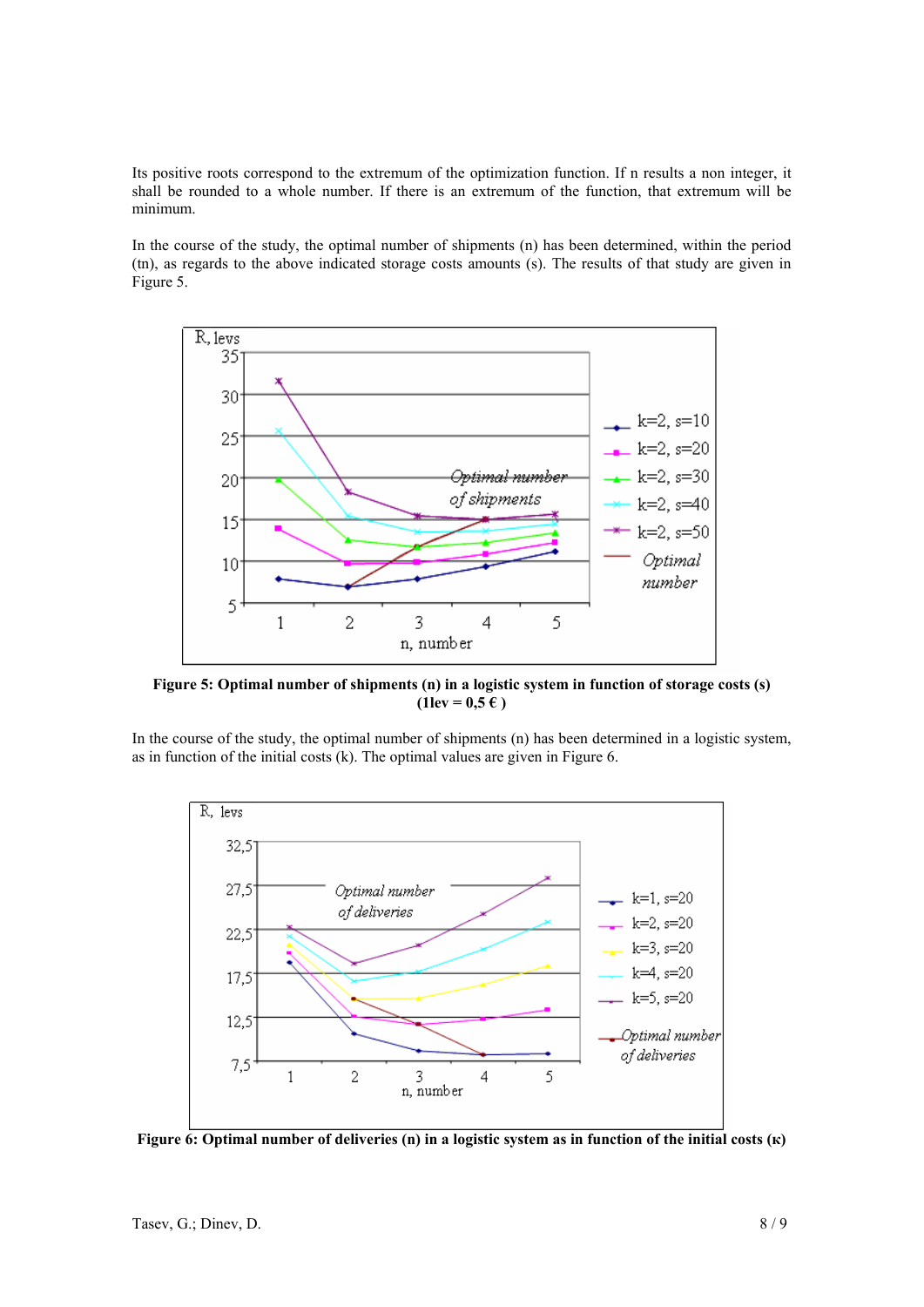Its positive roots correspond to the extremum of the optimization function. If n results a non integer, it shall be rounded to a whole number. If there is an extremum of the function, that extremum will be minimum.

In the course of the study, the optimal number of shipments (n) has been determined, within the period (tn), as regards to the above indicated storage costs amounts (s). The results of that study are given in Figure 5.

**Figure 5: Optimal number of shipments (n) in a logistic system in function of storage costs (s) (1lev = 0,5 € )**

In the course of the study, the optimal number of shipments (n) has been determined in a logistic system, as in function of the initial costs (k). The optimal values are given in Figure 6.

**Figure 6: Optimal number of deliveries (n) in a logistic system as in function of the initial costs (κ)**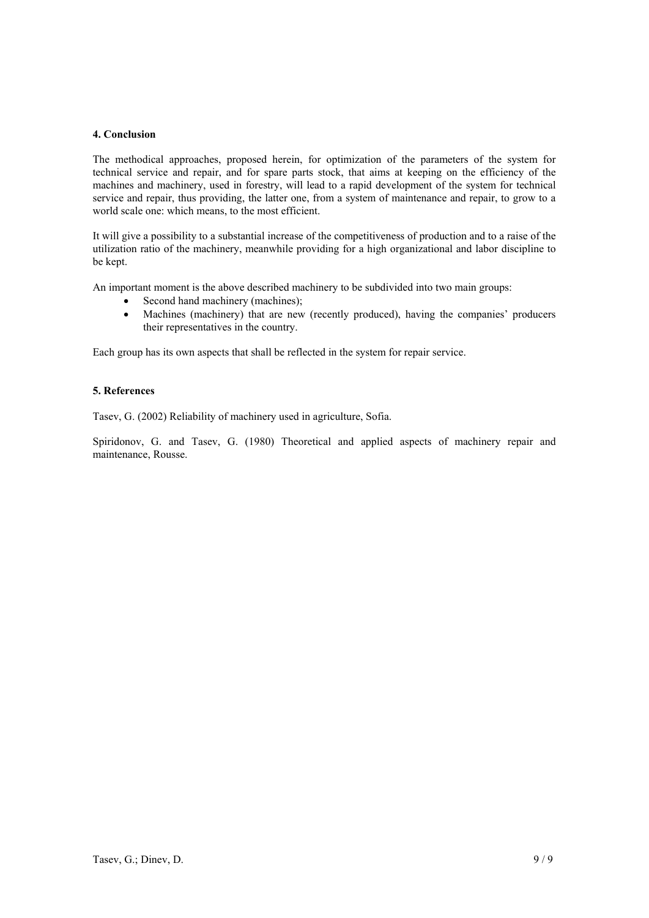## 4. Conclusion

The methodical approaches, proposed herein, for optimization of the parameters of the system for technical service and repair, and for spare parts stock, that aims at keeping on the efficiency of the machines and machinery, used in forestry, will lead to a rapid development of the system for technical service and repair, thus providing, the latter one, from a system of maintenance and repair, to grow to a world scale one: which means, to the most efficient.

It will give a possibility to a substantial increase of the competitiveness of production and to a raise of the utilization ratio of the machinery, meanwhile providing for a high organizational and labor discipline to be kept.

An important moment is the above described machinery to be subdivided into two main groups:

- Second hand machinery (machines);
- Machines (machinery) that are new (recently produced), having the companies' producers their representatives in the country.

Each group has its own aspects that shall be reflected in the system for repair service.

## 5. References

Tasev, G. (2002) Reliability of machinery used in agriculture, Sofia.

Spiridonov, G. and Tasev, G. (1980) Theoretical and applied aspects of machinery repair and maintenance, Rousse.